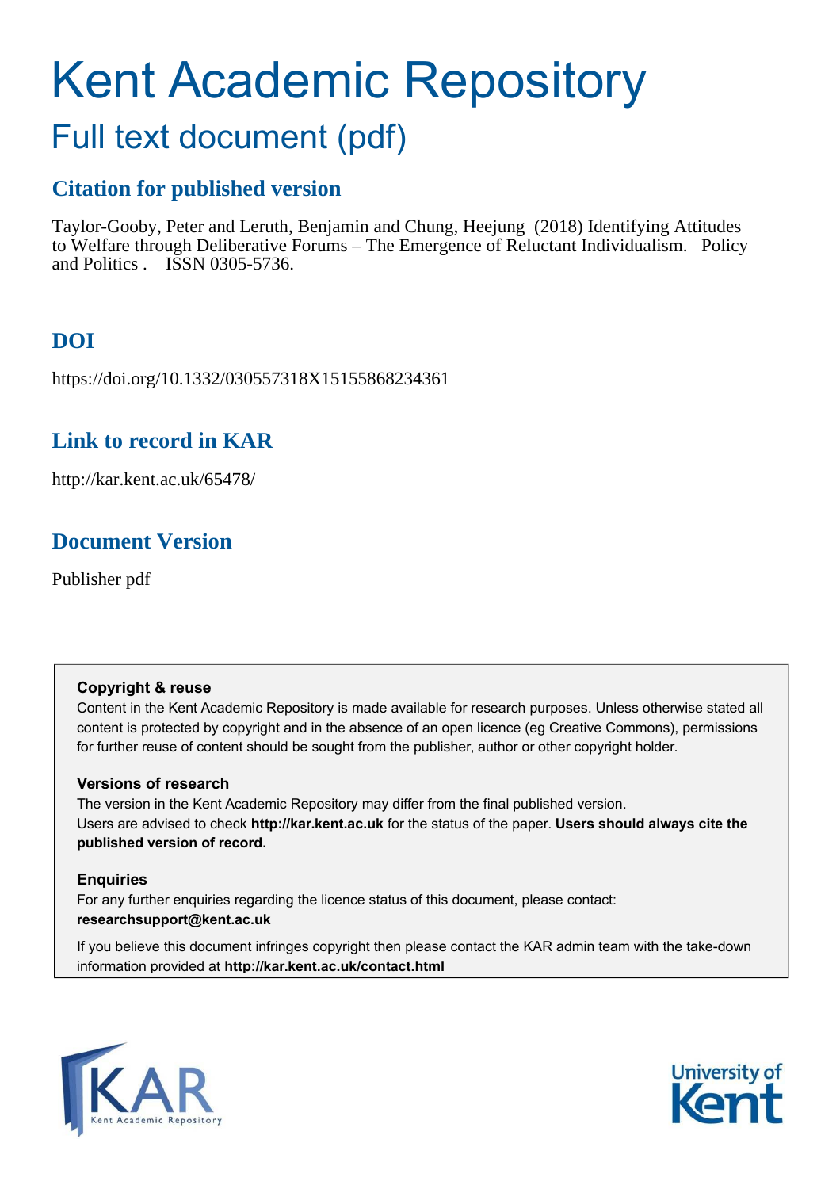# Kent Academic Repository

## Full text document (pdf)

### Citation for published version

Taylor-Gooby, Peter and Leruth, Benjamin and Chung, Heejung (2018) Identifying Attitudes to Welfare through Deliberative Forums – The Emergence of Reluctant Individualism. Policy and Politics . ISSN 0305-5736.

### DOI

https://doi.org/10.1332/030557318X15155868234361

### Link to record in KAR

http://kar.kent.ac.uk/65478/

### Document Version

Publisher pdf

**Copyright & reuse**

Content in the Kent Academic Repository is made available for research purposes. Unless otherwise stated all content is protected by copyright and in the absence of an open licence (eg Creative Commons), permissions for further reuse of content should be sought from the publisher, author or other copyright holder.

**Versions of research**

The version in the Kent Academic Repository may differ from the final published version. Users are advised to check **http://kar.kent.ac.uk** for the status of the paper. **Users should always cite the published version of record.**

**Enquiries**

For any further enquiries regarding the licence status of this document, please contact: **researchsupport@kent.ac.uk**

If you believe this document infringes copyright then please contact the KAR admin team with the take-down information provided at **http://kar.kent.ac.uk/contact.html**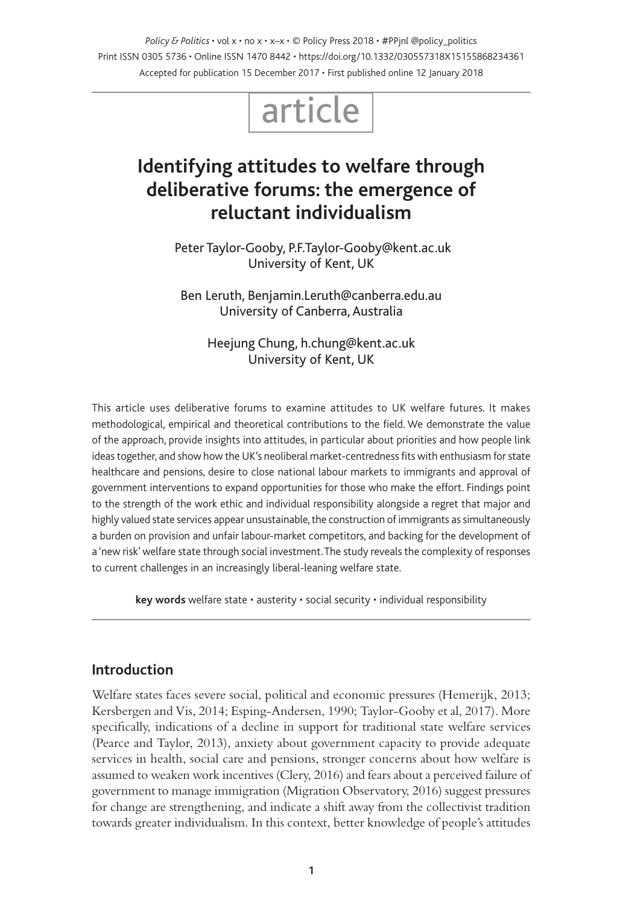article

# Identifying attitudes to welfare through deliberative forums: the emergence of reluctant individualism

Peter Taylor-Gooby, P.F.Taylor-Gooby@kent.ac.uk
University of Kent, UK

Ben Leruth, Benjamin.Leruth@canberra.edu.au
University of Canberra, Australia

Heejung Chung, h.chung@kent.ac.uk
University of Kent, UK

This article uses deliberative forums to examine attitudes to UK welfare futures. It makes methodological, empirical and theoretical contributions to the field. We demonstrate the value of the approach, provide insights into attitudes, in particular about priorities and how people link ideas together, and show how the UK's neoliberal market-centredness fits with enthusiasm for state healthcare and pensions, desire to close national labour markets to immigrants and approval of government interventions to expand opportunities for those who make the effort. Findings point to the strength of the work ethic and individual responsibility alongside a regret that major and highly valued state services appear unsustainable, the construction of immigrants as simultaneously a burden on provision and unfair labour-market competitors, and backing for the development of a 'new risk' welfare state through social investment. The study reveals the complexity of responses to current challenges in an increasingly liberal-leaning welfare state.

**key words** welfare state • austerity • social security • individual responsibility

## Introduction

Welfare states faces severe social, political and economic pressures (Hemerijk, 2013; Kersbergen and Vis, 2014; Esping-Andersen, 1990; Taylor-Gooby et al, 2017). More specifically, indications of a decline in support for traditional state welfare services (Pearce and Taylor, 2013), anxiety about government capacity to provide adequate services in health, social care and pensions, stronger concerns about how welfare is assumed to weaken work incentives (Clery, 2016) and fears about a perceived failure of government to manage immigration (Migration Observatory, 2016) suggest pressures for change are strengthening, and indicate a shift away from the collectivist tradition towards greater individualism. In this context, better knowledge of people's attitudes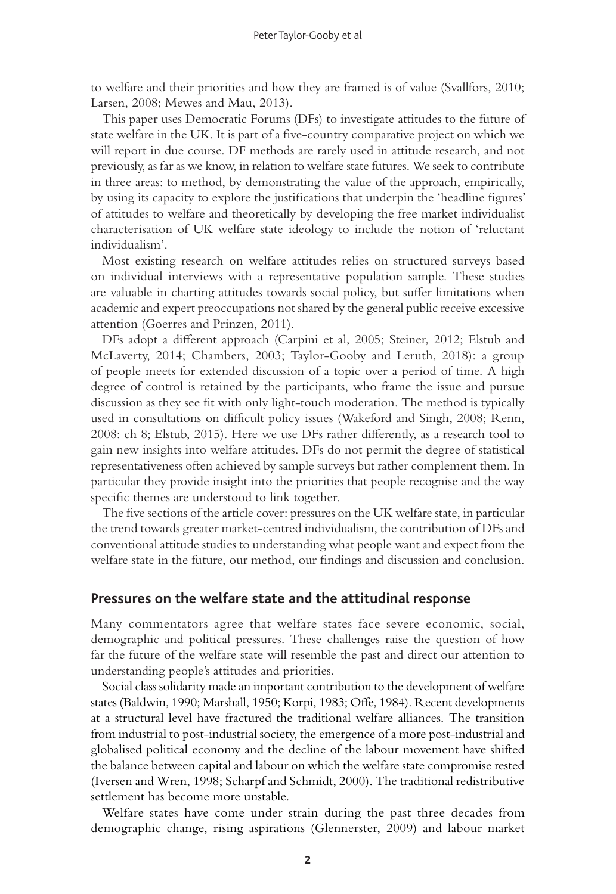to welfare and their priorities and how they are framed is of value (Svallfors, 2010; Larsen, 2008; Mewes and Mau, 2013).

This paper uses Democratic Forums (DFs) to investigate attitudes to the future of state welfare in the UK. It is part of a five-country comparative project on which we will report in due course. DF methods are rarely used in attitude research, and not previously, as far as we know, in relation to welfare state futures. We seek to contribute in three areas: to method, by demonstrating the value of the approach, empirically, by using its capacity to explore the justifications that underpin the 'headline figures' of attitudes to welfare and theoretically by developing the free market individualist characterisation of UK welfare state ideology to include the notion of 'reluctant individualism'.

Most existing research on welfare attitudes relies on structured surveys based on individual interviews with a representative population sample. These studies are valuable in charting attitudes towards social policy, but suffer limitations when academic and expert preoccupations not shared by the general public receive excessive attention (Goerres and Prinzen, 2011).

DFs adopt a different approach (Carpini et al, 2005; Steiner, 2012; Elstub and McLaverty, 2014; Chambers, 2003; Taylor-Gooby and Leruth, 2018): a group of people meets for extended discussion of a topic over a period of time. A high degree of control is retained by the participants, who frame the issue and pursue discussion as they see fit with only light-touch moderation. The method is typically used in consultations on difficult policy issues (Wakeford and Singh, 2008; Renn, 2008: ch 8; Elstub, 2015). Here we use DFs rather differently, as a research tool to gain new insights into welfare attitudes. DFs do not permit the degree of statistical representativeness often achieved by sample surveys but rather complement them. In particular they provide insight into the priorities that people recognise and the way specific themes are understood to link together.

The five sections of the article cover: pressures on the UK welfare state, in particular the trend towards greater market-centred individualism, the contribution of DFs and conventional attitude studies to understanding what people want and expect from the welfare state in the future, our method, our findings and discussion and conclusion.

## Pressures on the welfare state and the attitudinal response

Many commentators agree that welfare states face severe economic, social, demographic and political pressures. These challenges raise the question of how far the future of the welfare state will resemble the past and direct our attention to understanding people's attitudes and priorities.

Social class solidarity made an important contribution to the development of welfare states (Baldwin, 1990; Marshall, 1950; Korpi, 1983; Offe, 1984). Recent developments at a structural level have fractured the traditional welfare alliances. The transition from industrial to post-industrial society, the emergence of a more post-industrial and globalised political economy and the decline of the labour movement have shifted the balance between capital and labour on which the welfare state compromise rested (Iversen and Wren, 1998; Scharpf and Schmidt, 2000). The traditional redistributive settlement has become more unstable.

Welfare states have come under strain during the past three decades from demographic change, rising aspirations (Glennerster, 2009) and labour market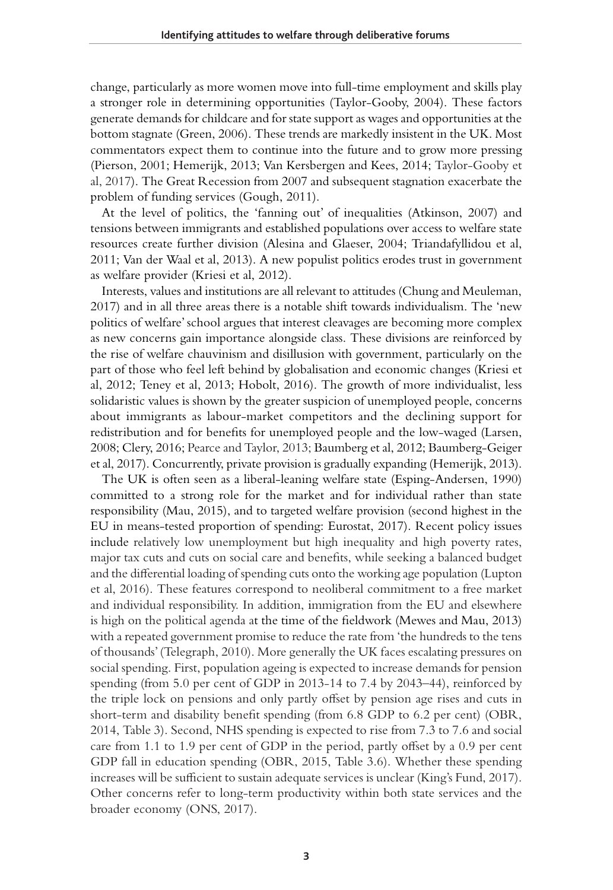change, particularly as more women move into full-time employment and skills play a stronger role in determining opportunities (Taylor-Gooby, 2004). These factors generate demands for childcare and for state support as wages and opportunities at the bottom stagnate (Green, 2006). These trends are markedly insistent in the UK. Most commentators expect them to continue into the future and to grow more pressing (Pierson, 2001; Hemerijk, 2013; Van Kersbergen and Kees, 2014; Taylor-Gooby et al, 2017). The Great Recession from 2007 and subsequent stagnation exacerbate the problem of funding services (Gough, 2011).

At the level of politics, the 'fanning out' of inequalities (Atkinson, 2007) and tensions between immigrants and established populations over access to welfare state resources create further division (Alesina and Glaeser, 2004; Triandafyllidou et al, 2011; Van der Waal et al, 2013). A new populist politics erodes trust in government as welfare provider (Kriesi et al, 2012).

Interests, values and institutions are all relevant to attitudes (Chung and Meuleman, 2017) and in all three areas there is a notable shift towards individualism. The 'new politics of welfare' school argues that interest cleavages are becoming more complex as new concerns gain importance alongside class. These divisions are reinforced by the rise of welfare chauvinism and disillusion with government, particularly on the part of those who feel left behind by globalisation and economic changes (Kriesi et al, 2012; Teney et al, 2013; Hobolt, 2016). The growth of more individualist, less solidaristic values is shown by the greater suspicion of unemployed people, concerns about immigrants as labour-market competitors and the declining support for redistribution and for benefits for unemployed people and the low-waged (Larsen, 2008; Clery, 2016; Pearce and Taylor, 2013; Baumberg et al, 2012; Baumberg-Geiger et al, 2017). Concurrently, private provision is gradually expanding (Hemerijk, 2013).

The UK is often seen as a liberal-leaning welfare state (Esping-Andersen, 1990) committed to a strong role for the market and for individual rather than state responsibility (Mau, 2015), and to targeted welfare provision (second highest in the EU in means-tested proportion of spending: Eurostat, 2017). Recent policy issues include relatively low unemployment but high inequality and high poverty rates, major tax cuts and cuts on social care and benefits, while seeking a balanced budget and the differential loading of spending cuts onto the working age population (Lupton et al, 2016). These features correspond to neoliberal commitment to a free market and individual responsibility. In addition, immigration from the EU and elsewhere is high on the political agenda at the time of the fieldwork (Mewes and Mau, 2013) with a repeated government promise to reduce the rate from 'the hundreds to the tens of thousands' (Telegraph, 2010). More generally the UK faces escalating pressures on social spending. First, population ageing is expected to increase demands for pension spending (from 5.0 per cent of GDP in 2013-14 to 7.4 by 2043–44), reinforced by the triple lock on pensions and only partly offset by pension age rises and cuts in short-term and disability benefit spending (from 6.8 GDP to 6.2 per cent) (OBR, 2014, Table 3). Second, NHS spending is expected to rise from 7.3 to 7.6 and social care from 1.1 to 1.9 per cent of GDP in the period, partly offset by a 0.9 per cent GDP fall in education spending (OBR, 2015, Table 3.6). Whether these spending increases will be sufficient to sustain adequate services is unclear (King's Fund, 2017). Other concerns refer to long-term productivity within both state services and the broader economy (ONS, 2017).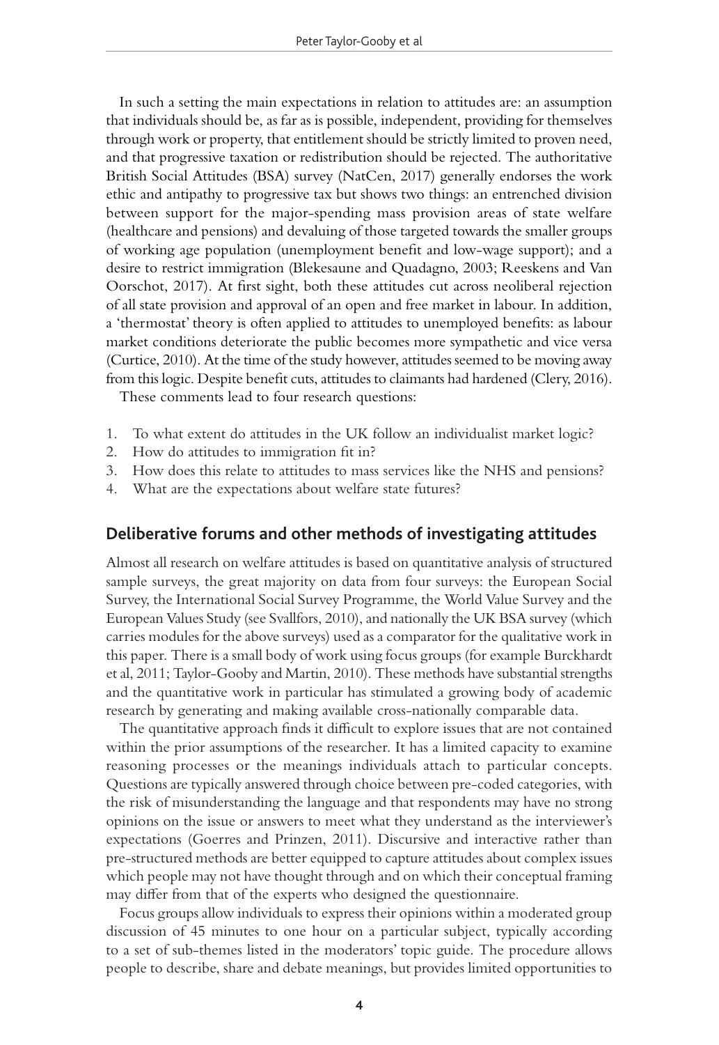In such a setting the main expectations in relation to attitudes are: an assumption that individuals should be, as far as is possible, independent, providing for themselves through work or property, that entitlement should be strictly limited to proven need, and that progressive taxation or redistribution should be rejected. The authoritative British Social Attitudes (BSA) survey (NatCen, 2017) generally endorses the work ethic and antipathy to progressive tax but shows two things: an entrenched division between support for the major-spending mass provision areas of state welfare (healthcare and pensions) and devaluing of those targeted towards the smaller groups of working age population (unemployment benefit and low-wage support); and a desire to restrict immigration (Blekesaune and Quadagno, 2003; Reeskens and Van Oorschot, 2017). At first sight, both these attitudes cut across neoliberal rejection of all state provision and approval of an open and free market in labour. In addition, a 'thermostat' theory is often applied to attitudes to unemployed benefits: as labour market conditions deteriorate the public becomes more sympathetic and vice versa (Curtice, 2010). At the time of the study however, attitudes seemed to be moving away from this logic. Despite benefit cuts, attitudes to claimants had hardened (Clery, 2016).

These comments lead to four research questions:

1. To what extent do attitudes in the UK follow an individualist market logic?
2. How do attitudes to immigration fit in?
3. How does this relate to attitudes to mass services like the NHS and pensions?
4. What are the expectations about welfare state futures?

## Deliberative forums and other methods of investigating attitudes

Almost all research on welfare attitudes is based on quantitative analysis of structured sample surveys, the great majority on data from four surveys: the European Social Survey, the International Social Survey Programme, the World Value Survey and the European Values Study (see Svallfors, 2010), and nationally the UK BSA survey (which carries modules for the above surveys) used as a comparator for the qualitative work in this paper. There is a small body of work using focus groups (for example Burckhardt et al, 2011; Taylor-Gooby and Martin, 2010). These methods have substantial strengths and the quantitative work in particular has stimulated a growing body of academic research by generating and making available cross-nationally comparable data.

The quantitative approach finds it difficult to explore issues that are not contained within the prior assumptions of the researcher. It has a limited capacity to examine reasoning processes or the meanings individuals attach to particular concepts. Questions are typically answered through choice between pre-coded categories, with the risk of misunderstanding the language and that respondents may have no strong opinions on the issue or answers to meet what they understand as the interviewer's expectations (Goerres and Prinzen, 2011). Discursive and interactive rather than pre-structured methods are better equipped to capture attitudes about complex issues which people may not have thought through and on which their conceptual framing may differ from that of the experts who designed the questionnaire.

Focus groups allow individuals to express their opinions within a moderated group discussion of 45 minutes to one hour on a particular subject, typically according to a set of sub-themes listed in the moderators' topic guide. The procedure allows people to describe, share and debate meanings, but provides limited opportunities to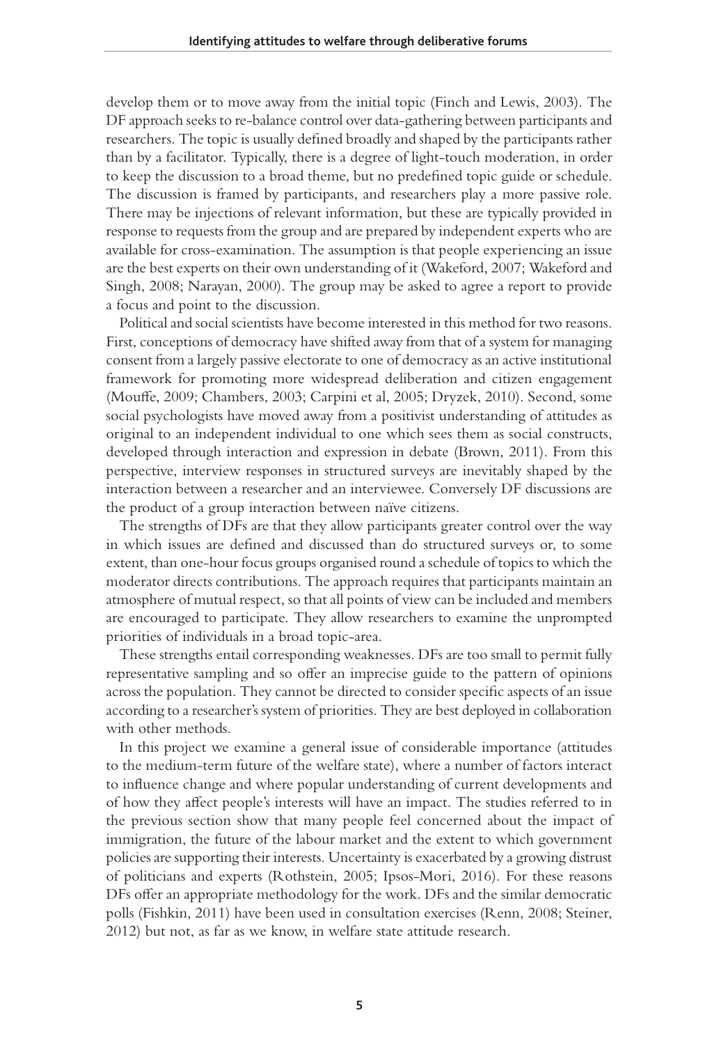develop them or to move away from the initial topic (Finch and Lewis, 2003). The DF approach seeks to re-balance control over data-gathering between participants and researchers. The topic is usually defined broadly and shaped by the participants rather than by a facilitator. Typically, there is a degree of light-touch moderation, in order to keep the discussion to a broad theme, but no predefined topic guide or schedule. The discussion is framed by participants, and researchers play a more passive role. There may be injections of relevant information, but these are typically provided in response to requests from the group and are prepared by independent experts who are available for cross-examination. The assumption is that people experiencing an issue are the best experts on their own understanding of it (Wakeford, 2007; Wakeford and Singh, 2008; Narayan, 2000). The group may be asked to agree a report to provide a focus and point to the discussion.

Political and social scientists have become interested in this method for two reasons. First, conceptions of democracy have shifted away from that of a system for managing consent from a largely passive electorate to one of democracy as an active institutional framework for promoting more widespread deliberation and citizen engagement (Mouffe, 2009; Chambers, 2003; Carpini et al, 2005; Dryzek, 2010). Second, some social psychologists have moved away from a positivist understanding of attitudes as original to an independent individual to one which sees them as social constructs, developed through interaction and expression in debate (Brown, 2011). From this perspective, interview responses in structured surveys are inevitably shaped by the interaction between a researcher and an interviewee. Conversely DF discussions are the product of a group interaction between naïve citizens.

The strengths of DFs are that they allow participants greater control over the way in which issues are defined and discussed than do structured surveys or, to some extent, than one-hour focus groups organised round a schedule of topics to which the moderator directs contributions. The approach requires that participants maintain an atmosphere of mutual respect, so that all points of view can be included and members are encouraged to participate. They allow researchers to examine the unprompted priorities of individuals in a broad topic-area.

These strengths entail corresponding weaknesses. DFs are too small to permit fully representative sampling and so offer an imprecise guide to the pattern of opinions across the population. They cannot be directed to consider specific aspects of an issue according to a researcher's system of priorities. They are best deployed in collaboration with other methods.

In this project we examine a general issue of considerable importance (attitudes to the medium-term future of the welfare state), where a number of factors interact to influence change and where popular understanding of current developments and of how they affect people's interests will have an impact. The studies referred to in the previous section show that many people feel concerned about the impact of immigration, the future of the labour market and the extent to which government policies are supporting their interests. Uncertainty is exacerbated by a growing distrust of politicians and experts (Rothstein, 2005; Ipsos-Mori, 2016). For these reasons DFs offer an appropriate methodology for the work. DFs and the similar democratic polls (Fishkin, 2011) have been used in consultation exercises (Renn, 2008; Steiner, 2012) but not, as far as we know, in welfare state attitude research.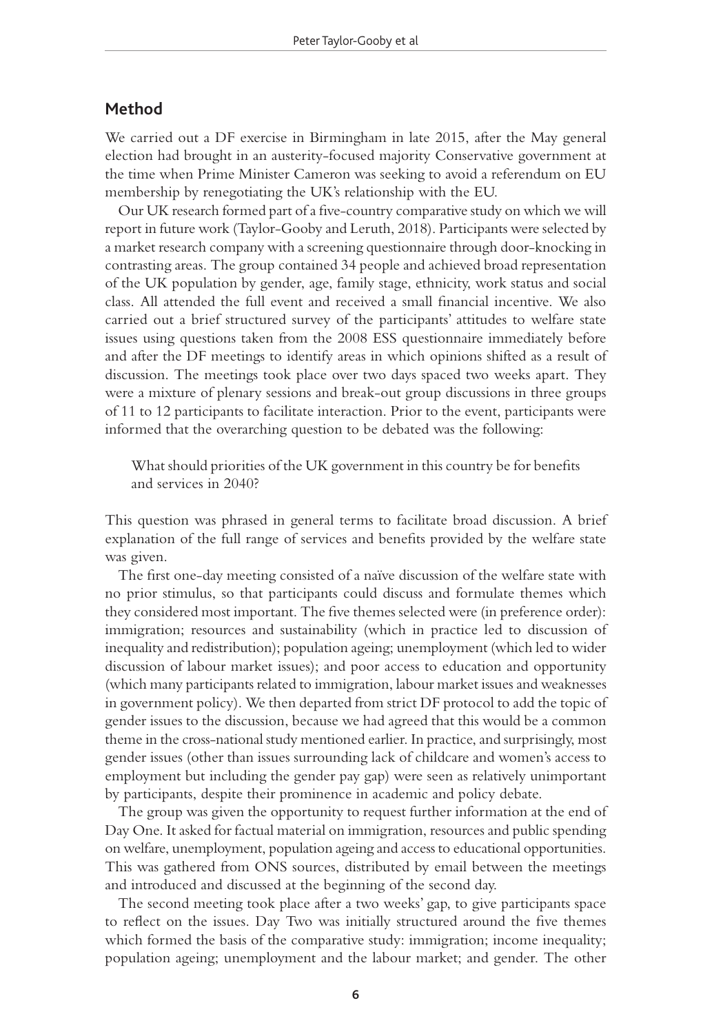## Method

We carried out a DF exercise in Birmingham in late 2015, after the May general election had brought in an austerity-focused majority Conservative government at the time when Prime Minister Cameron was seeking to avoid a referendum on EU membership by renegotiating the UK's relationship with the EU.

Our UK research formed part of a five-country comparative study on which we will report in future work (Taylor-Gooby and Leruth, 2018). Participants were selected by a market research company with a screening questionnaire through door-knocking in contrasting areas. The group contained 34 people and achieved broad representation of the UK population by gender, age, family stage, ethnicity, work status and social class. All attended the full event and received a small financial incentive. We also carried out a brief structured survey of the participants' attitudes to welfare state issues using questions taken from the 2008 ESS questionnaire immediately before and after the DF meetings to identify areas in which opinions shifted as a result of discussion. The meetings took place over two days spaced two weeks apart. They were a mixture of plenary sessions and break-out group discussions in three groups of 11 to 12 participants to facilitate interaction. Prior to the event, participants were informed that the overarching question to be debated was the following:

> What should priorities of the UK government in this country be for benefits and services in 2040?

This question was phrased in general terms to facilitate broad discussion. A brief explanation of the full range of services and benefits provided by the welfare state was given.

The first one-day meeting consisted of a naïve discussion of the welfare state with no prior stimulus, so that participants could discuss and formulate themes which they considered most important. The five themes selected were (in preference order): immigration; resources and sustainability (which in practice led to discussion of inequality and redistribution); population ageing; unemployment (which led to wider discussion of labour market issues); and poor access to education and opportunity (which many participants related to immigration, labour market issues and weaknesses in government policy). We then departed from strict DF protocol to add the topic of gender issues to the discussion, because we had agreed that this would be a common theme in the cross-national study mentioned earlier. In practice, and surprisingly, most gender issues (other than issues surrounding lack of childcare and women's access to employment but including the gender pay gap) were seen as relatively unimportant by participants, despite their prominence in academic and policy debate.

The group was given the opportunity to request further information at the end of Day One. It asked for factual material on immigration, resources and public spending on welfare, unemployment, population ageing and access to educational opportunities. This was gathered from ONS sources, distributed by email between the meetings and introduced and discussed at the beginning of the second day.

The second meeting took place after a two weeks' gap, to give participants space to reflect on the issues. Day Two was initially structured around the five themes which formed the basis of the comparative study: immigration; income inequality; population ageing; unemployment and the labour market; and gender. The other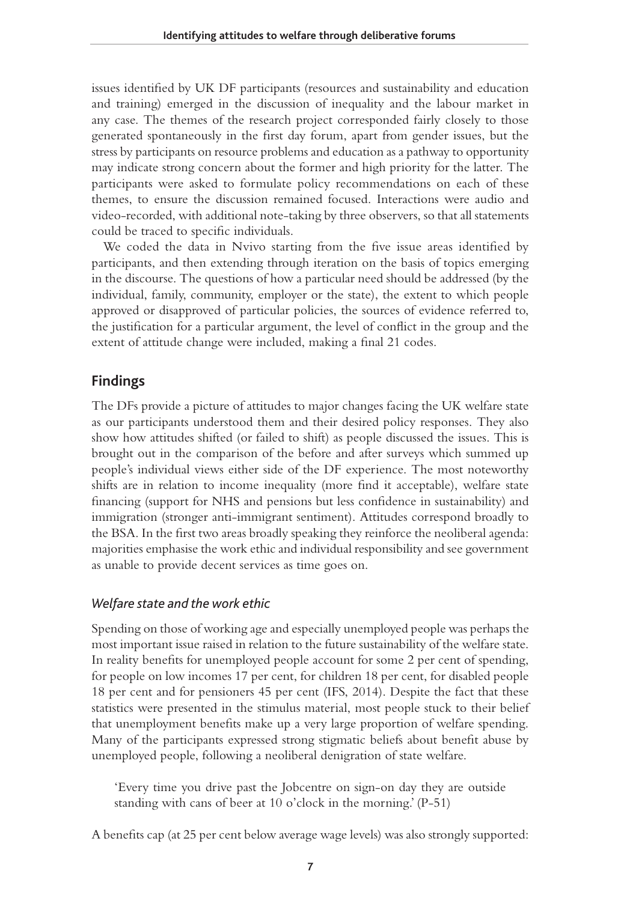issues identified by UK DF participants (resources and sustainability and education and training) emerged in the discussion of inequality and the labour market in any case. The themes of the research project corresponded fairly closely to those generated spontaneously in the first day forum, apart from gender issues, but the stress by participants on resource problems and education as a pathway to opportunity may indicate strong concern about the former and high priority for the latter. The participants were asked to formulate policy recommendations on each of these themes, to ensure the discussion remained focused. Interactions were audio and video-recorded, with additional note-taking by three observers, so that all statements could be traced to specific individuals.

We coded the data in Nvivo starting from the five issue areas identified by participants, and then extending through iteration on the basis of topics emerging in the discourse. The questions of how a particular need should be addressed (by the individual, family, community, employer or the state), the extent to which people approved or disapproved of particular policies, the sources of evidence referred to, the justification for a particular argument, the level of conflict in the group and the extent of attitude change were included, making a final 21 codes.

## Findings

The DFs provide a picture of attitudes to major changes facing the UK welfare state as our participants understood them and their desired policy responses. They also show how attitudes shifted (or failed to shift) as people discussed the issues. This is brought out in the comparison of the before and after surveys which summed up people's individual views either side of the DF experience. The most noteworthy shifts are in relation to income inequality (more find it acceptable), welfare state financing (support for NHS and pensions but less confidence in sustainability) and immigration (stronger anti-immigrant sentiment). Attitudes correspond broadly to the BSA. In the first two areas broadly speaking they reinforce the neoliberal agenda: majorities emphasise the work ethic and individual responsibility and see government as unable to provide decent services as time goes on.

### *Welfare state and the work ethic*

Spending on those of working age and especially unemployed people was perhaps the most important issue raised in relation to the future sustainability of the welfare state. In reality benefits for unemployed people account for some 2 per cent of spending, for people on low incomes 17 per cent, for children 18 per cent, for disabled people 18 per cent and for pensioners 45 per cent (IFS, 2014). Despite the fact that these statistics were presented in the stimulus material, most people stuck to their belief that unemployment benefits make up a very large proportion of welfare spending. Many of the participants expressed strong stigmatic beliefs about benefit abuse by unemployed people, following a neoliberal denigration of state welfare.

> 'Every time you drive past the Jobcentre on sign-on day they are outside standing with cans of beer at 10 o'clock in the morning.' (P-51)

A benefits cap (at 25 per cent below average wage levels) was also strongly supported: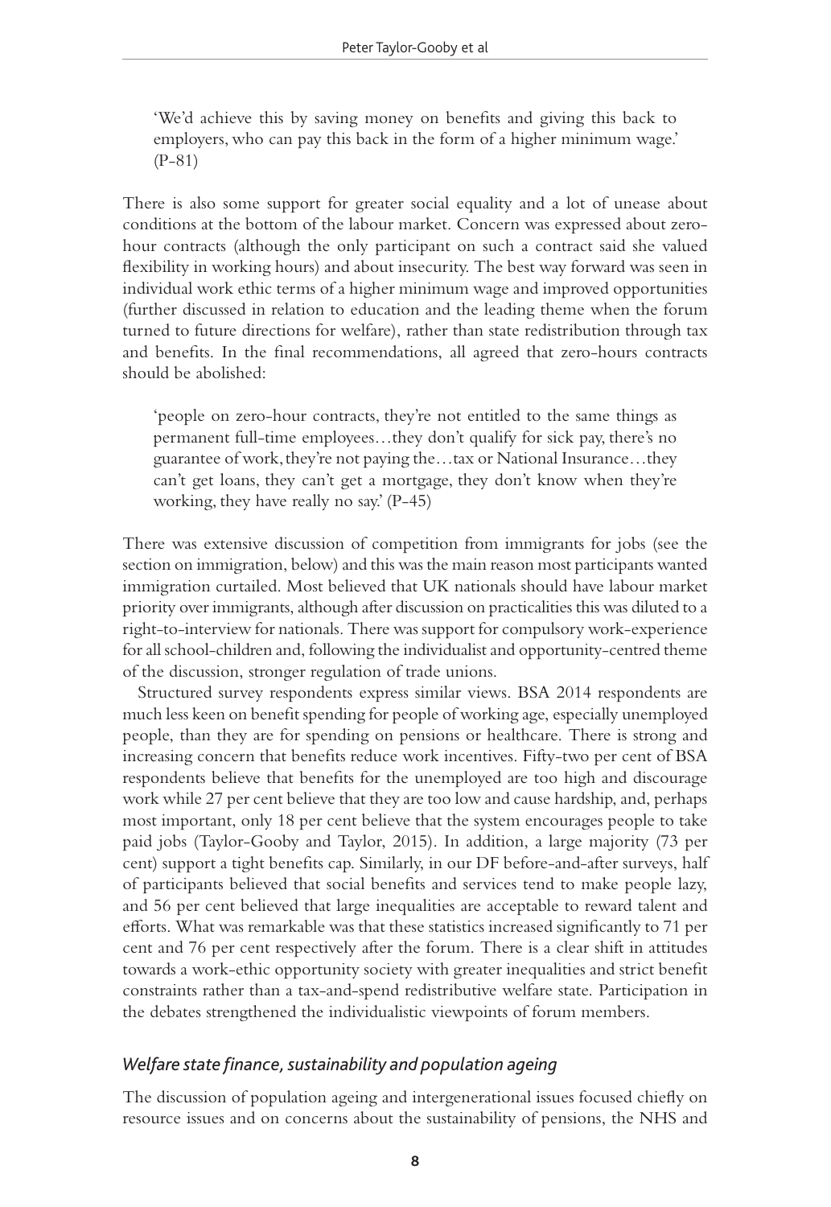'We'd achieve this by saving money on benefits and giving this back to employers, who can pay this back in the form of a higher minimum wage.' (P-81)

There is also some support for greater social equality and a lot of unease about conditions at the bottom of the labour market. Concern was expressed about zero-hour contracts (although the only participant on such a contract said she valued flexibility in working hours) and about insecurity. The best way forward was seen in individual work ethic terms of a higher minimum wage and improved opportunities (further discussed in relation to education and the leading theme when the forum turned to future directions for welfare), rather than state redistribution through tax and benefits. In the final recommendations, all agreed that zero-hours contracts should be abolished:

'people on zero-hour contracts, they're not entitled to the same things as permanent full-time employees…they don't qualify for sick pay, there's no guarantee of work, they're not paying the…tax or National Insurance…they can't get loans, they can't get a mortgage, they don't know when they're working, they have really no say.' (P-45)

There was extensive discussion of competition from immigrants for jobs (see the section on immigration, below) and this was the main reason most participants wanted immigration curtailed. Most believed that UK nationals should have labour market priority over immigrants, although after discussion on practicalities this was diluted to a right-to-interview for nationals. There was support for compulsory work-experience for all school-children and, following the individualist and opportunity-centred theme of the discussion, stronger regulation of trade unions.

Structured survey respondents express similar views. BSA 2014 respondents are much less keen on benefit spending for people of working age, especially unemployed people, than they are for spending on pensions or healthcare. There is strong and increasing concern that benefits reduce work incentives. Fifty-two per cent of BSA respondents believe that benefits for the unemployed are too high and discourage work while 27 per cent believe that they are too low and cause hardship, and, perhaps most important, only 18 per cent believe that the system encourages people to take paid jobs (Taylor-Gooby and Taylor, 2015). In addition, a large majority (73 per cent) support a tight benefits cap. Similarly, in our DF before-and-after surveys, half of participants believed that social benefits and services tend to make people lazy, and 56 per cent believed that large inequalities are acceptable to reward talent and efforts. What was remarkable was that these statistics increased significantly to 71 per cent and 76 per cent respectively after the forum. There is a clear shift in attitudes towards a work-ethic opportunity society with greater inequalities and strict benefit constraints rather than a tax-and-spend redistributive welfare state. Participation in the debates strengthened the individualistic viewpoints of forum members.

### *Welfare state finance, sustainability and population ageing*

The discussion of population ageing and intergenerational issues focused chiefly on resource issues and on concerns about the sustainability of pensions, the NHS and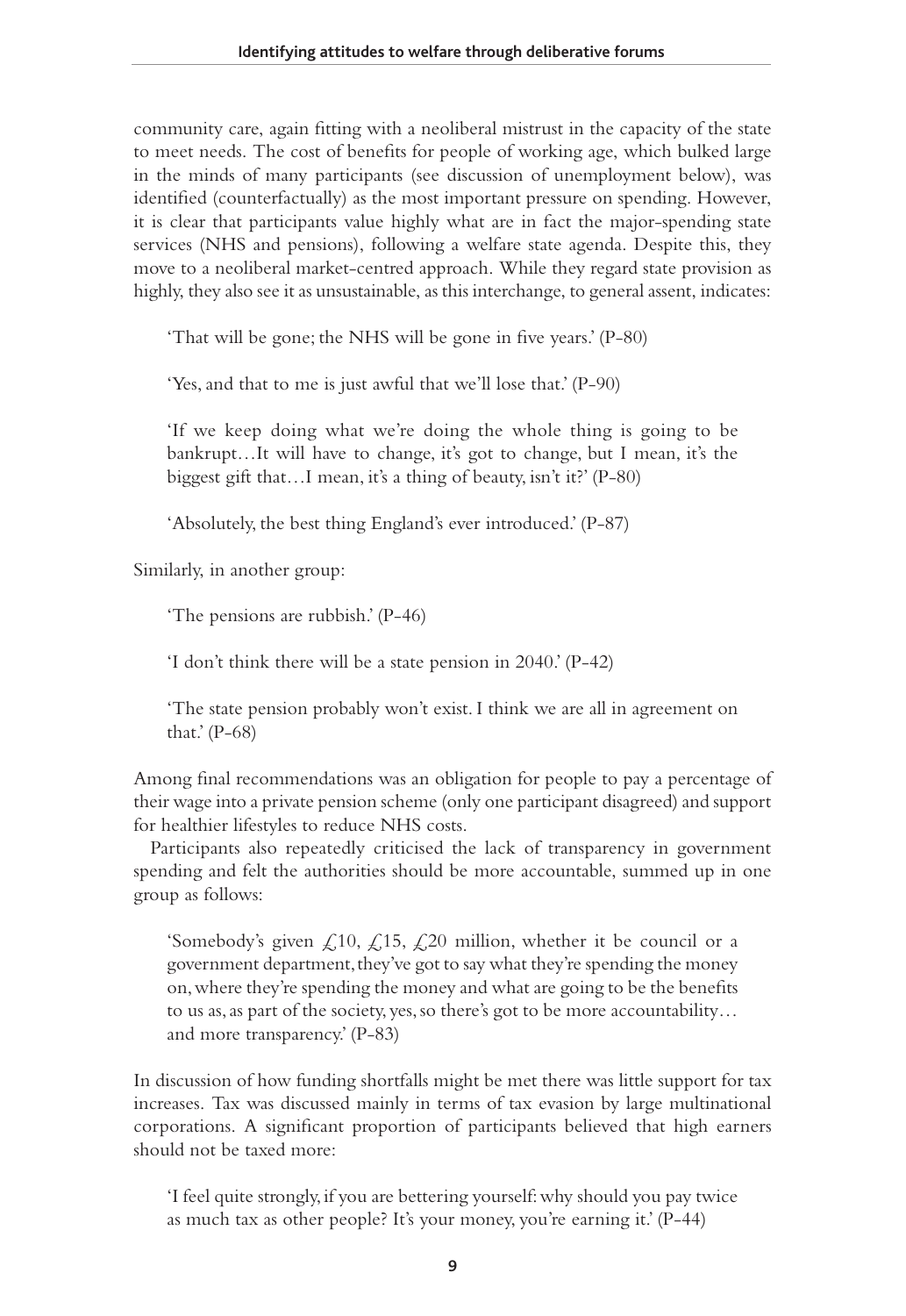community care, again fitting with a neoliberal mistrust in the capacity of the state to meet needs. The cost of benefits for people of working age, which bulked large in the minds of many participants (see discussion of unemployment below), was identified (counterfactually) as the most important pressure on spending. However, it is clear that participants value highly what are in fact the major-spending state services (NHS and pensions), following a welfare state agenda. Despite this, they move to a neoliberal market-centred approach. While they regard state provision as highly, they also see it as unsustainable, as this interchange, to general assent, indicates:

> 'That will be gone; the NHS will be gone in five years.' (P-80)
>
> 'Yes, and that to me is just awful that we'll lose that.' (P-90)
>
> 'If we keep doing what we're doing the whole thing is going to be bankrupt…It will have to change, it's got to change, but I mean, it's the biggest gift that…I mean, it's a thing of beauty, isn't it?' (P-80)
>
> 'Absolutely, the best thing England's ever introduced.' (P-87)

Similarly, in another group:

> 'The pensions are rubbish.' (P-46)
>
> 'I don't think there will be a state pension in 2040.' (P-42)
>
> 'The state pension probably won't exist. I think we are all in agreement on that.' (P-68)

Among final recommendations was an obligation for people to pay a percentage of their wage into a private pension scheme (only one participant disagreed) and support for healthier lifestyles to reduce NHS costs.

Participants also repeatedly criticised the lack of transparency in government spending and felt the authorities should be more accountable, summed up in one group as follows:

> 'Somebody's given £10, £15, £20 million, whether it be council or a government department, they've got to say what they're spending the money on, where they're spending the money and what are going to be the benefits to us as, as part of the society, yes, so there's got to be more accountability… and more transparency.' (P-83)

In discussion of how funding shortfalls might be met there was little support for tax increases. Tax was discussed mainly in terms of tax evasion by large multinational corporations. A significant proportion of participants believed that high earners should not be taxed more:

> 'I feel quite strongly, if you are bettering yourself: why should you pay twice as much tax as other people? It's your money, you're earning it.' (P-44)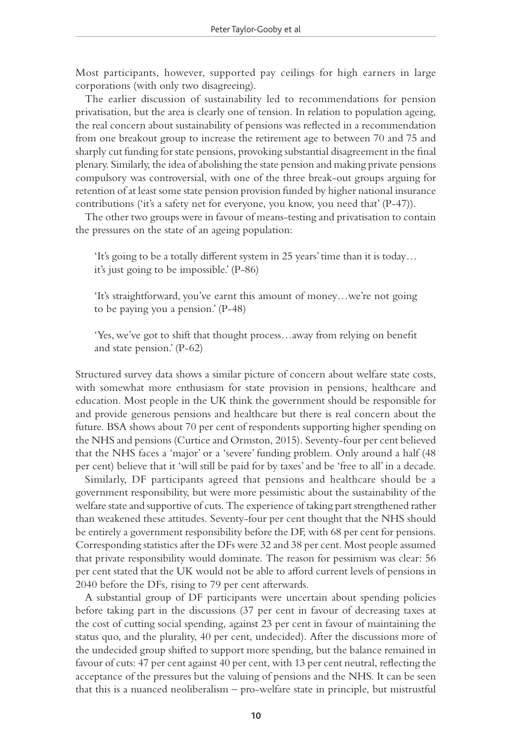Most participants, however, supported pay ceilings for high earners in large corporations (with only two disagreeing).

The earlier discussion of sustainability led to recommendations for pension privatisation, but the area is clearly one of tension. In relation to population ageing, the real concern about sustainability of pensions was reflected in a recommendation from one breakout group to increase the retirement age to between 70 and 75 and sharply cut funding for state pensions, provoking substantial disagreement in the final plenary. Similarly, the idea of abolishing the state pension and making private pensions compulsory was controversial, with one of the three break-out groups arguing for retention of at least some state pension provision funded by higher national insurance contributions ('it's a safety net for everyone, you know, you need that' (P-47)).

The other two groups were in favour of means-testing and privatisation to contain the pressures on the state of an ageing population:

> 'It's going to be a totally different system in 25 years' time than it is today… it's just going to be impossible.' (P-86)
>
> 'It's straightforward, you've earnt this amount of money…we're not going to be paying you a pension.' (P-48)
>
> 'Yes, we've got to shift that thought process…away from relying on benefit and state pension.' (P-62)

Structured survey data shows a similar picture of concern about welfare state costs, with somewhat more enthusiasm for state provision in pensions, healthcare and education. Most people in the UK think the government should be responsible for and provide generous pensions and healthcare but there is real concern about the future. BSA shows about 70 per cent of respondents supporting higher spending on the NHS and pensions (Curtice and Ormston, 2015). Seventy-four per cent believed that the NHS faces a 'major' or a 'severe' funding problem. Only around a half (48 per cent) believe that it 'will still be paid for by taxes' and be 'free to all' in a decade.

Similarly, DF participants agreed that pensions and healthcare should be a government responsibility, but were more pessimistic about the sustainability of the welfare state and supportive of cuts. The experience of taking part strengthened rather than weakened these attitudes. Seventy-four per cent thought that the NHS should be entirely a government responsibility before the DF, with 68 per cent for pensions. Corresponding statistics after the DFs were 32 and 38 per cent. Most people assumed that private responsibility would dominate. The reason for pessimism was clear: 56 per cent stated that the UK would not be able to afford current levels of pensions in 2040 before the DFs, rising to 79 per cent afterwards.

A substantial group of DF participants were uncertain about spending policies before taking part in the discussions (37 per cent in favour of decreasing taxes at the cost of cutting social spending, against 23 per cent in favour of maintaining the status quo, and the plurality, 40 per cent, undecided). After the discussions more of the undecided group shifted to support more spending, but the balance remained in favour of cuts: 47 per cent against 40 per cent, with 13 per cent neutral, reflecting the acceptance of the pressures but the valuing of pensions and the NHS. It can be seen that this is a nuanced neoliberalism – pro-welfare state in principle, but mistrustful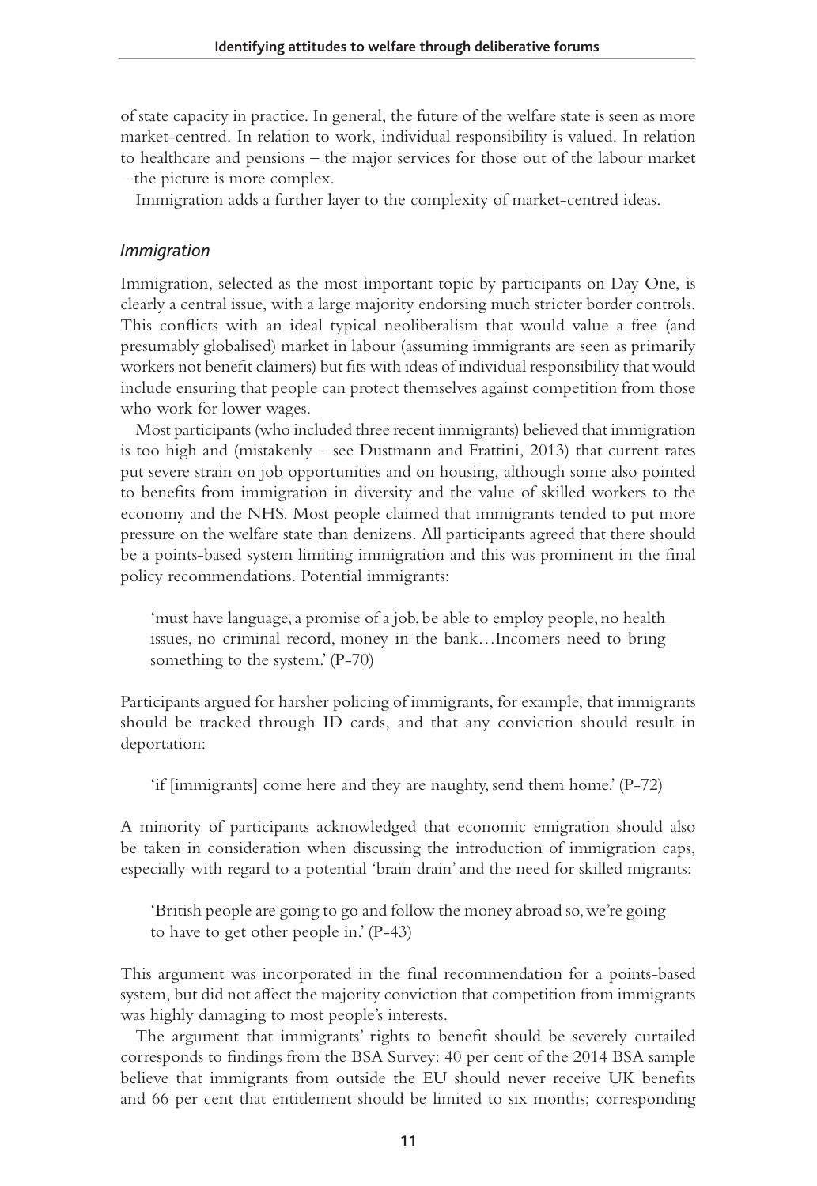of state capacity in practice. In general, the future of the welfare state is seen as more market-centred. In relation to work, individual responsibility is valued. In relation to healthcare and pensions – the major services for those out of the labour market – the picture is more complex.

Immigration adds a further layer to the complexity of market-centred ideas.

### *Immigration*

Immigration, selected as the most important topic by participants on Day One, is clearly a central issue, with a large majority endorsing much stricter border controls. This conflicts with an ideal typical neoliberalism that would value a free (and presumably globalised) market in labour (assuming immigrants are seen as primarily workers not benefit claimers) but fits with ideas of individual responsibility that would include ensuring that people can protect themselves against competition from those who work for lower wages.

Most participants (who included three recent immigrants) believed that immigration is too high and (mistakenly – see Dustmann and Frattini, 2013) that current rates put severe strain on job opportunities and on housing, although some also pointed to benefits from immigration in diversity and the value of skilled workers to the economy and the NHS. Most people claimed that immigrants tended to put more pressure on the welfare state than denizens. All participants agreed that there should be a points-based system limiting immigration and this was prominent in the final policy recommendations. Potential immigrants:

> 'must have language, a promise of a job, be able to employ people, no health issues, no criminal record, money in the bank…Incomers need to bring something to the system.' (P-70)

Participants argued for harsher policing of immigrants, for example, that immigrants should be tracked through ID cards, and that any conviction should result in deportation:

> 'if [immigrants] come here and they are naughty, send them home.' (P-72)

A minority of participants acknowledged that economic emigration should also be taken in consideration when discussing the introduction of immigration caps, especially with regard to a potential 'brain drain' and the need for skilled migrants:

> 'British people are going to go and follow the money abroad so, we're going to have to get other people in.' (P-43)

This argument was incorporated in the final recommendation for a points-based system, but did not affect the majority conviction that competition from immigrants was highly damaging to most people's interests.

The argument that immigrants' rights to benefit should be severely curtailed corresponds to findings from the BSA Survey: 40 per cent of the 2014 BSA sample believe that immigrants from outside the EU should never receive UK benefits and 66 per cent that entitlement should be limited to six months; corresponding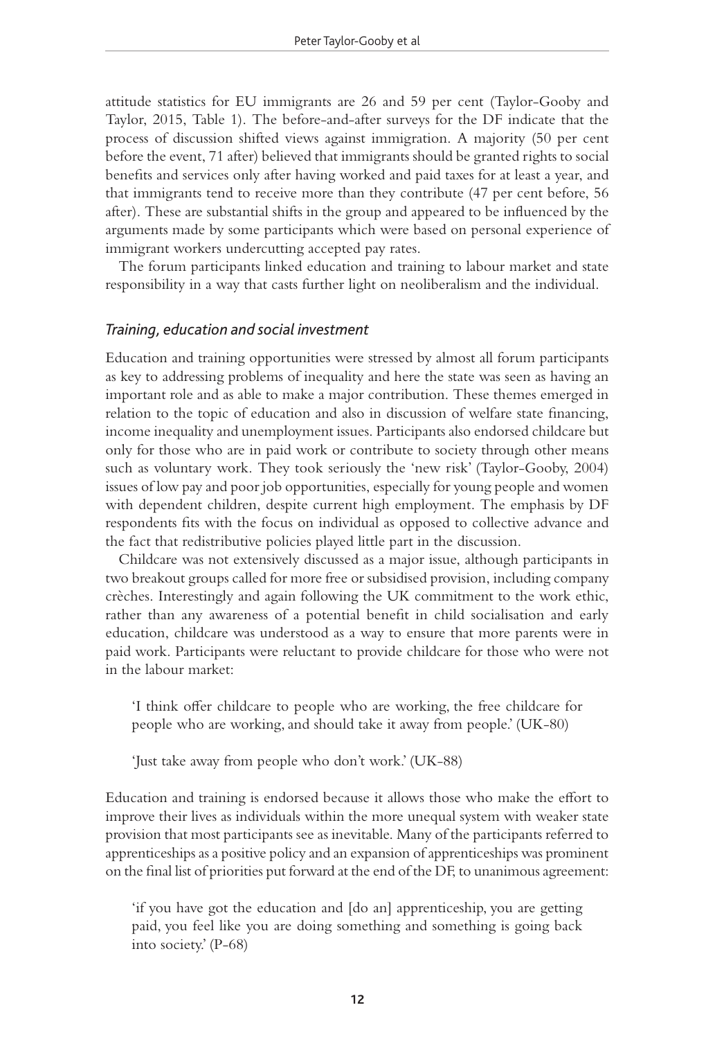attitude statistics for EU immigrants are 26 and 59 per cent (Taylor-Gooby and Taylor, 2015, Table 1). The before-and-after surveys for the DF indicate that the process of discussion shifted views against immigration. A majority (50 per cent before the event, 71 after) believed that immigrants should be granted rights to social benefits and services only after having worked and paid taxes for at least a year, and that immigrants tend to receive more than they contribute (47 per cent before, 56 after). These are substantial shifts in the group and appeared to be influenced by the arguments made by some participants which were based on personal experience of immigrant workers undercutting accepted pay rates.

The forum participants linked education and training to labour market and state responsibility in a way that casts further light on neoliberalism and the individual.

### *Training, education and social investment*

Education and training opportunities were stressed by almost all forum participants as key to addressing problems of inequality and here the state was seen as having an important role and as able to make a major contribution. These themes emerged in relation to the topic of education and also in discussion of welfare state financing, income inequality and unemployment issues. Participants also endorsed childcare but only for those who are in paid work or contribute to society through other means such as voluntary work. They took seriously the 'new risk' (Taylor-Gooby, 2004) issues of low pay and poor job opportunities, especially for young people and women with dependent children, despite current high employment. The emphasis by DF respondents fits with the focus on individual as opposed to collective advance and the fact that redistributive policies played little part in the discussion.

Childcare was not extensively discussed as a major issue, although participants in two breakout groups called for more free or subsidised provision, including company crèches. Interestingly and again following the UK commitment to the work ethic, rather than any awareness of a potential benefit in child socialisation and early education, childcare was understood as a way to ensure that more parents were in paid work. Participants were reluctant to provide childcare for those who were not in the labour market:

> 'I think offer childcare to people who are working, the free childcare for people who are working, and should take it away from people.' (UK-80)

> 'Just take away from people who don't work.' (UK-88)

Education and training is endorsed because it allows those who make the effort to improve their lives as individuals within the more unequal system with weaker state provision that most participants see as inevitable. Many of the participants referred to apprenticeships as a positive policy and an expansion of apprenticeships was prominent on the final list of priorities put forward at the end of the DF, to unanimous agreement:

> 'if you have got the education and [do an] apprenticeship, you are getting paid, you feel like you are doing something and something is going back into society.' (P-68)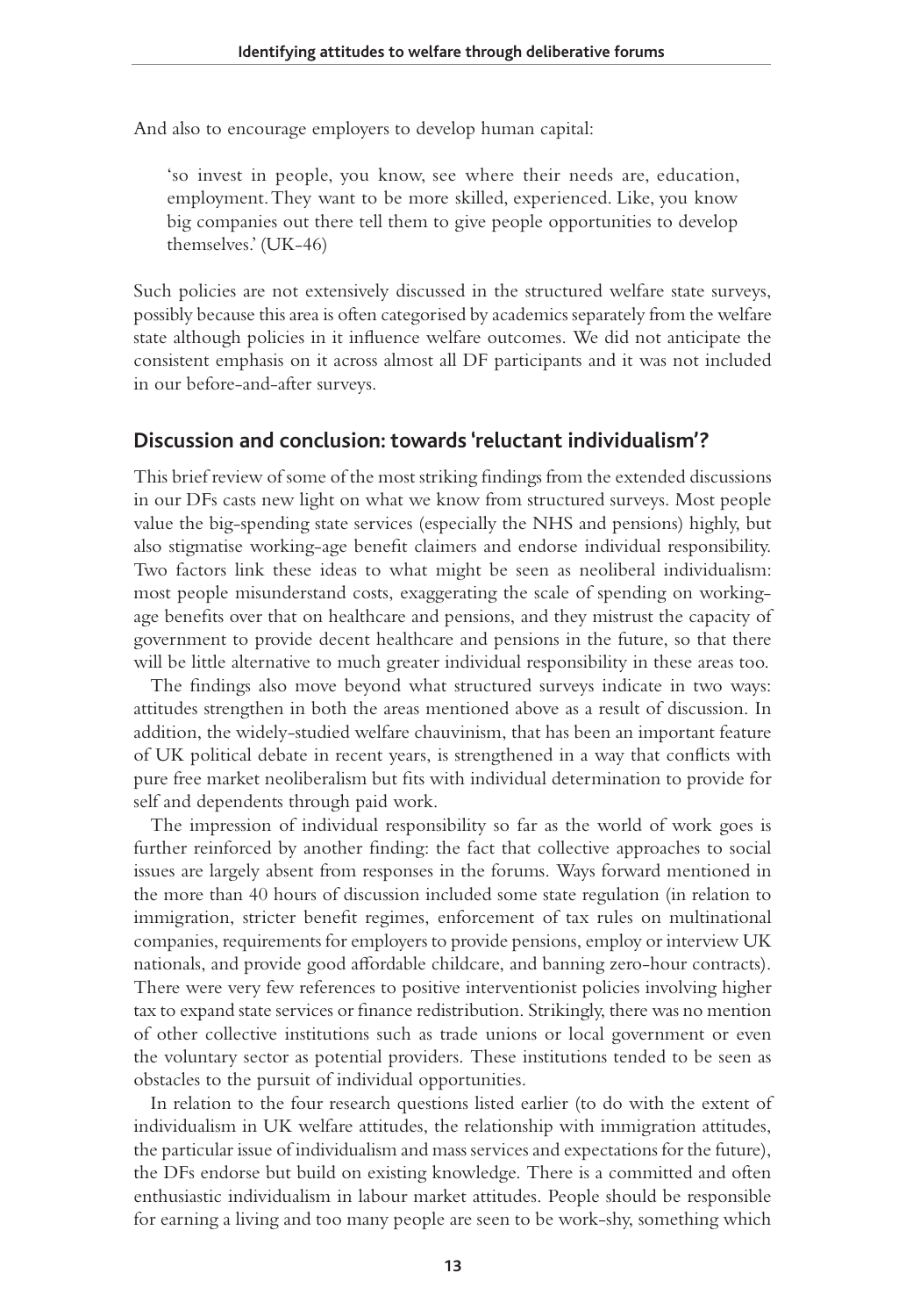And also to encourage employers to develop human capital:

> 'so invest in people, you know, see where their needs are, education, employment. They want to be more skilled, experienced. Like, you know big companies out there tell them to give people opportunities to develop themselves.' (UK-46)

Such policies are not extensively discussed in the structured welfare state surveys, possibly because this area is often categorised by academics separately from the welfare state although policies in it influence welfare outcomes. We did not anticipate the consistent emphasis on it across almost all DF participants and it was not included in our before-and-after surveys.

## Discussion and conclusion: towards 'reluctant individualism'?

This brief review of some of the most striking findings from the extended discussions in our DFs casts new light on what we know from structured surveys. Most people value the big-spending state services (especially the NHS and pensions) highly, but also stigmatise working-age benefit claimers and endorse individual responsibility. Two factors link these ideas to what might be seen as neoliberal individualism: most people misunderstand costs, exaggerating the scale of spending on working-age benefits over that on healthcare and pensions, and they mistrust the capacity of government to provide decent healthcare and pensions in the future, so that there will be little alternative to much greater individual responsibility in these areas too.

The findings also move beyond what structured surveys indicate in two ways: attitudes strengthen in both the areas mentioned above as a result of discussion. In addition, the widely-studied welfare chauvinism, that has been an important feature of UK political debate in recent years, is strengthened in a way that conflicts with pure free market neoliberalism but fits with individual determination to provide for self and dependents through paid work.

The impression of individual responsibility so far as the world of work goes is further reinforced by another finding: the fact that collective approaches to social issues are largely absent from responses in the forums. Ways forward mentioned in the more than 40 hours of discussion included some state regulation (in relation to immigration, stricter benefit regimes, enforcement of tax rules on multinational companies, requirements for employers to provide pensions, employ or interview UK nationals, and provide good affordable childcare, and banning zero-hour contracts). There were very few references to positive interventionist policies involving higher tax to expand state services or finance redistribution. Strikingly, there was no mention of other collective institutions such as trade unions or local government or even the voluntary sector as potential providers. These institutions tended to be seen as obstacles to the pursuit of individual opportunities.

In relation to the four research questions listed earlier (to do with the extent of individualism in UK welfare attitudes, the relationship with immigration attitudes, the particular issue of individualism and mass services and expectations for the future), the DFs endorse but build on existing knowledge. There is a committed and often enthusiastic individualism in labour market attitudes. People should be responsible for earning a living and too many people are seen to be work-shy, something which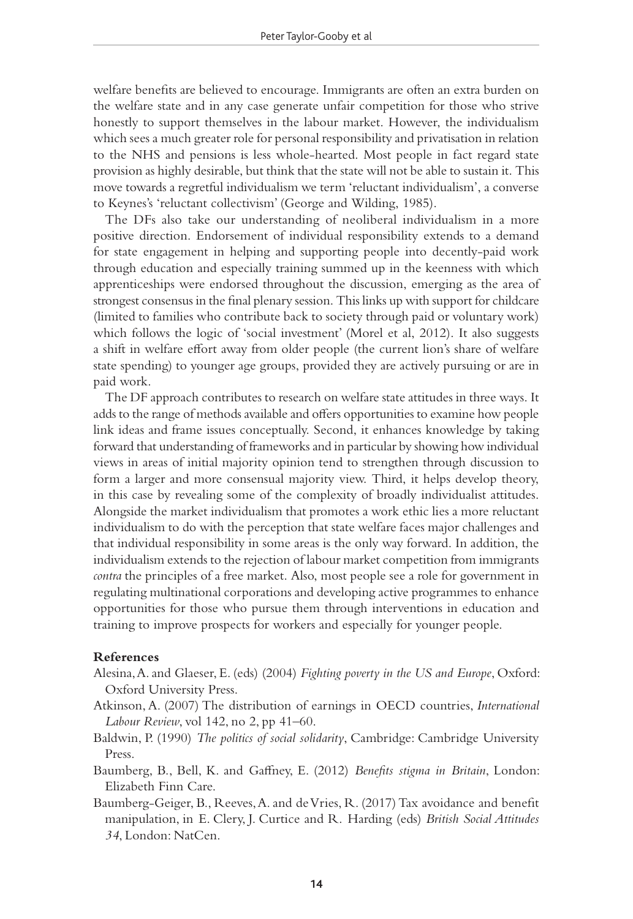welfare benefits are believed to encourage. Immigrants are often an extra burden on the welfare state and in any case generate unfair competition for those who strive honestly to support themselves in the labour market. However, the individualism which sees a much greater role for personal responsibility and privatisation in relation to the NHS and pensions is less whole-hearted. Most people in fact regard state provision as highly desirable, but think that the state will not be able to sustain it. This move towards a regretful individualism we term 'reluctant individualism', a converse to Keynes's 'reluctant collectivism' (George and Wilding, 1985).

The DFs also take our understanding of neoliberal individualism in a more positive direction. Endorsement of individual responsibility extends to a demand for state engagement in helping and supporting people into decently-paid work through education and especially training summed up in the keenness with which apprenticeships were endorsed throughout the discussion, emerging as the area of strongest consensus in the final plenary session. This links up with support for childcare (limited to families who contribute back to society through paid or voluntary work) which follows the logic of 'social investment' (Morel et al, 2012). It also suggests a shift in welfare effort away from older people (the current lion's share of welfare state spending) to younger age groups, provided they are actively pursuing or are in paid work.

The DF approach contributes to research on welfare state attitudes in three ways. It adds to the range of methods available and offers opportunities to examine how people link ideas and frame issues conceptually. Second, it enhances knowledge by taking forward that understanding of frameworks and in particular by showing how individual views in areas of initial majority opinion tend to strengthen through discussion to form a larger and more consensual majority view. Third, it helps develop theory, in this case by revealing some of the complexity of broadly individualist attitudes. Alongside the market individualism that promotes a work ethic lies a more reluctant individualism to do with the perception that state welfare faces major challenges and that individual responsibility in some areas is the only way forward. In addition, the individualism extends to the rejection of labour market competition from immigrants *contra* the principles of a free market. Also, most people see a role for government in regulating multinational corporations and developing active programmes to enhance opportunities for those who pursue them through interventions in education and training to improve prospects for workers and especially for younger people.

## References

Alesina, A. and Glaeser, E. (eds) (2004) *Fighting poverty in the US and Europe*, Oxford: Oxford University Press.

Atkinson, A. (2007) The distribution of earnings in OECD countries, *International Labour Review*, vol 142, no 2, pp 41–60.

Baldwin, P. (1990) *The politics of social solidarity*, Cambridge: Cambridge University Press.

Baumberg, B., Bell, K. and Gaffney, E. (2012) *Benefits stigma in Britain*, London: Elizabeth Finn Care.

Baumberg-Geiger, B., Reeves, A. and de Vries, R. (2017) Tax avoidance and benefit manipulation, in E. Clery, J. Curtice and R. Harding (eds) *British Social Attitudes 34*, London: NatCen.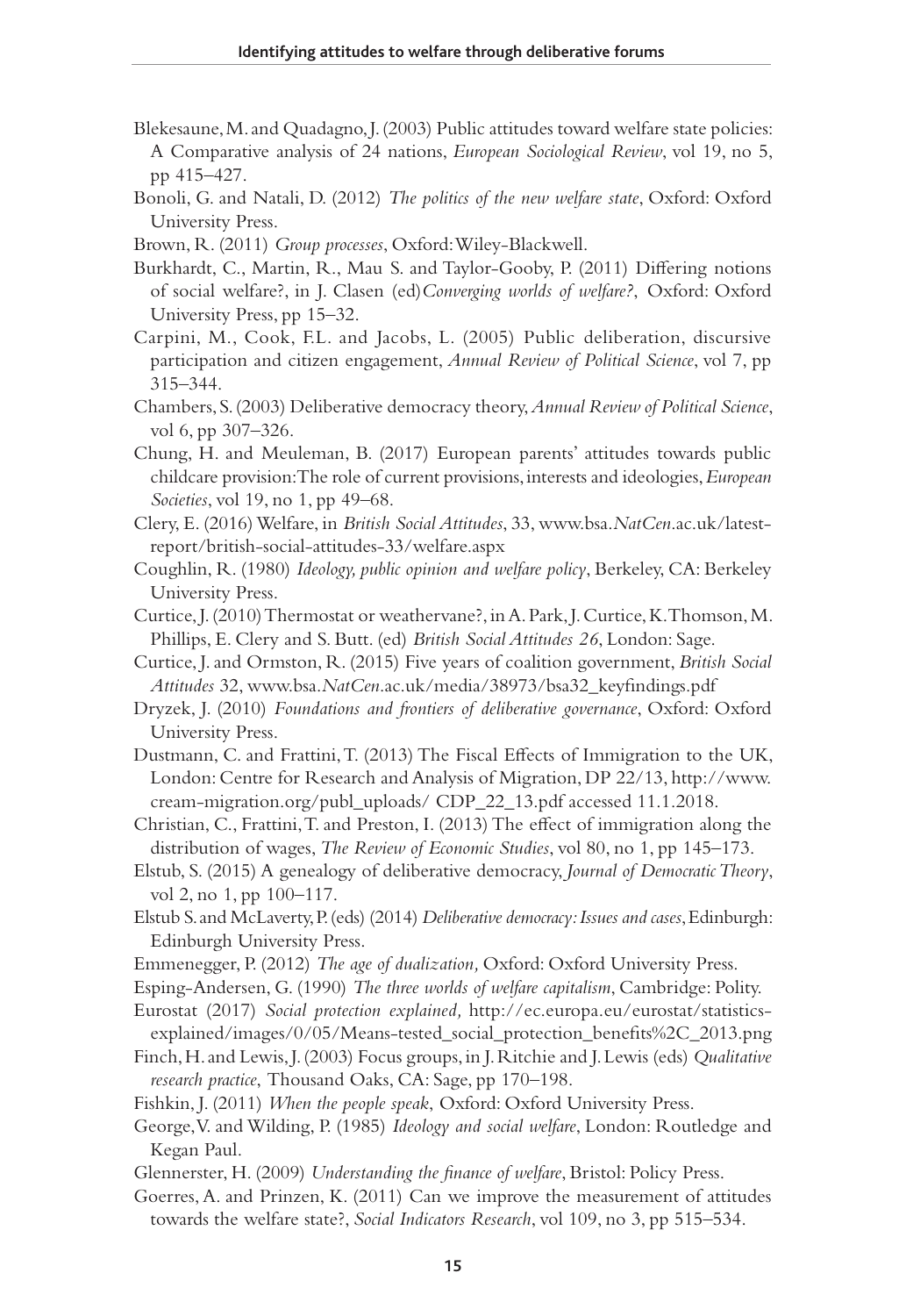Blekesaune, M. and Quadagno, J. (2003) Public attitudes toward welfare state policies: A Comparative analysis of 24 nations, *European Sociological Review*, vol 19, no 5, pp 415–427.

Bonoli, G. and Natali, D. (2012) *The politics of the new welfare state*, Oxford: Oxford University Press.

Brown, R. (2011) *Group processes*, Oxford: Wiley-Blackwell.

Burkhardt, C., Martin, R., Mau S. and Taylor-Gooby, P. (2011) Differing notions of social welfare?, in J. Clasen (ed) *Converging worlds of welfare?*, Oxford: Oxford University Press, pp 15–32.

Carpini, M., Cook, F.L. and Jacobs, L. (2005) Public deliberation, discursive participation and citizen engagement, *Annual Review of Political Science*, vol 7, pp 315–344.

Chambers, S. (2003) Deliberative democracy theory, *Annual Review of Political Science*, vol 6, pp 307–326.

Chung, H. and Meuleman, B. (2017) European parents' attitudes towards public childcare provision: The role of current provisions, interests and ideologies, *European Societies*, vol 19, no 1, pp 49–68.

Clery, E. (2016) Welfare, in *British Social Attitudes*, 33, www.bsa.*NatCen*.ac.uk/latest-report/british-social-attitudes-33/welfare.aspx

Coughlin, R. (1980) *Ideology, public opinion and welfare policy*, Berkeley, CA: Berkeley University Press.

Curtice, J. (2010) Thermostat or weathervane?, in A. Park, J. Curtice, K. Thomson, M. Phillips, E. Clery and S. Butt. (ed) *British Social Attitudes 26*, London: Sage.

Curtice, J. and Ormston, R. (2015) Five years of coalition government, *British Social Attitudes* 32, www.bsa.*NatCen*.ac.uk/media/38973/bsa32_keyfindings.pdf

Dryzek, J. (2010) *Foundations and frontiers of deliberative governance*, Oxford: Oxford University Press.

Dustmann, C. and Frattini, T. (2013) The Fiscal Effects of Immigration to the UK, London: Centre for Research and Analysis of Migration, DP 22/13, http://www.cream-migration.org/publ_uploads/ CDP_22_13.pdf accessed 11.1.2018.

Christian, C., Frattini, T. and Preston, I. (2013) The effect of immigration along the distribution of wages, *The Review of Economic Studies*, vol 80, no 1, pp 145–173.

Elstub, S. (2015) A genealogy of deliberative democracy, *Journal of Democratic Theory*, vol 2, no 1, pp 100–117.

Elstub S. and McLaverty, P. (eds) (2014) *Deliberative democracy: Issues and cases*, Edinburgh: Edinburgh University Press.

Emmenegger, P. (2012) *The age of dualization,* Oxford: Oxford University Press.

Esping-Andersen, G. (1990) *The three worlds of welfare capitalism*, Cambridge: Polity.

Eurostat (2017) *Social protection explained,* http://ec.europa.eu/eurostat/statistics-explained/images/0/05/Means-tested_social_protection_benefits%2C_2013.png

Finch, H. and Lewis, J. (2003) Focus groups, in J. Ritchie and J. Lewis (eds) *Qualitative research practice*, Thousand Oaks, CA: Sage, pp 170–198.

Fishkin, J. (2011) *When the people speak*, Oxford: Oxford University Press.

George, V. and Wilding, P. (1985) *Ideology and social welfare*, London: Routledge and Kegan Paul.

Glennerster, H. (2009) *Understanding the finance of welfare*, Bristol: Policy Press.

Goerres, A. and Prinzen, K. (2011) Can we improve the measurement of attitudes towards the welfare state?, *Social Indicators Research*, vol 109, no 3, pp 515–534.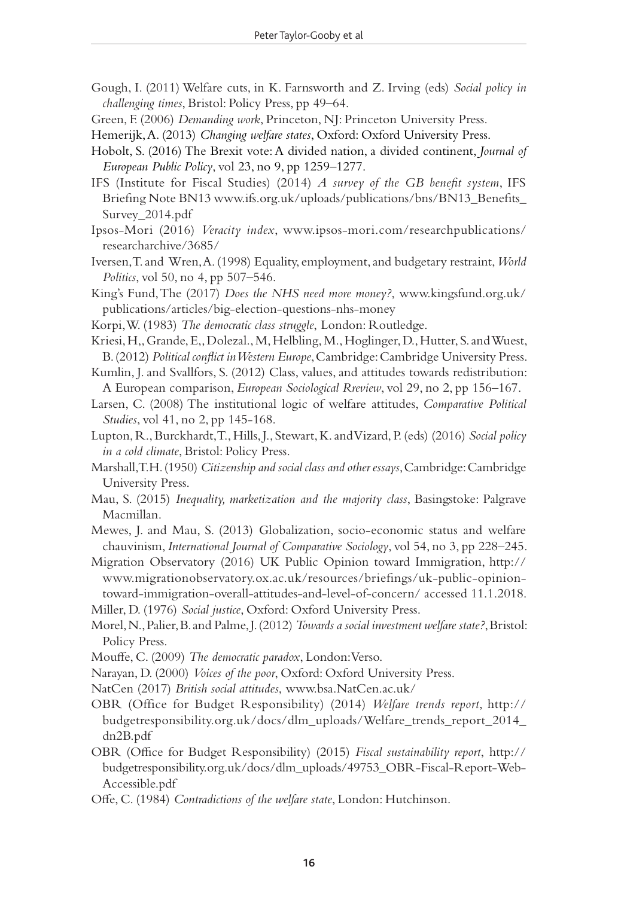Gough, I. (2011) Welfare cuts, in K. Farnsworth and Z. Irving (eds) *Social policy in challenging times*, Bristol: Policy Press, pp 49–64.

Green, F. (2006) *Demanding work*, Princeton, NJ: Princeton University Press.

Hemerijk, A. (2013) *Changing welfare states*, Oxford: Oxford University Press.

Hobolt, S. (2016) The Brexit vote: A divided nation, a divided continent, *Journal of European Public Policy*, vol 23, no 9, pp 1259–1277.

IFS (Institute for Fiscal Studies) (2014) *A survey of the GB benefit system*, IFS Briefing Note BN13 www.ifs.org.uk/uploads/publications/bns/BN13_Benefits_Survey_2014.pdf

Ipsos-Mori (2016) *Veracity index*, www.ipsos-mori.com/researchpublications/researcharchive/3685/

Iversen, T. and Wren, A. (1998) Equality, employment, and budgetary restraint, *World Politics*, vol 50, no 4, pp 507–546.

King's Fund, The (2017) *Does the NHS need more money?*, www.kingsfund.org.uk/publications/articles/big-election-questions-nhs-money

Korpi, W. (1983) *The democratic class struggle*, London: Routledge.

Kriesi, H., Grande, E., Dolezal., M, Helbling, M., Hoglinger, D., Hutter, S. and Wuest, B. (2012) *Political conflict in Western Europe*, Cambridge: Cambridge University Press.

Kumlin, J. and Svallfors, S. (2012) Class, values, and attitudes towards redistribution: A European comparison, *European Sociological Rreview*, vol 29, no 2, pp 156–167.

Larsen, C. (2008) The institutional logic of welfare attitudes, *Comparative Political Studies*, vol 41, no 2, pp 145-168.

Lupton, R., Burckhardt, T., Hills, J., Stewart, K. and Vizard, P. (eds) (2016) *Social policy in a cold climate*, Bristol: Policy Press.

Marshall, T.H. (1950) *Citizenship and social class and other essays*, Cambridge: Cambridge University Press.

Mau, S. (2015) *Inequality, marketization and the majority class*, Basingstoke: Palgrave Macmillan.

Mewes, J. and Mau, S. (2013) Globalization, socio-economic status and welfare chauvinism, *International Journal of Comparative Sociology*, vol 54, no 3, pp 228–245.

Migration Observatory (2016) UK Public Opinion toward Immigration, http://www.migrationobservatory.ox.ac.uk/resources/briefings/uk-public-opinion-toward-immigration-overall-attitudes-and-level-of-concern/ accessed 11.1.2018.

Miller, D. (1976) *Social justice*, Oxford: Oxford University Press.

Morel, N., Palier, B. and Palme, J. (2012) *Towards a social investment welfare state?*, Bristol: Policy Press.

Mouffe, C. (2009) *The democratic paradox*, London: Verso.

Narayan, D. (2000) *Voices of the poor*, Oxford: Oxford University Press.

NatCen (2017) *British social attitudes*, www.bsa.NatCen.ac.uk/

OBR (Office for Budget Responsibility) (2014) *Welfare trends report*, http://budgetresponsibility.org.uk/docs/dlm_uploads/Welfare_trends_report_2014_dn2B.pdf

OBR (Office for Budget Responsibility) (2015) *Fiscal sustainability report*, http://budgetresponsibility.org.uk/docs/dlm_uploads/49753_OBR-Fiscal-Report-Web-Accessible.pdf

Offe, C. (1984) *Contradictions of the welfare state*, London: Hutchinson.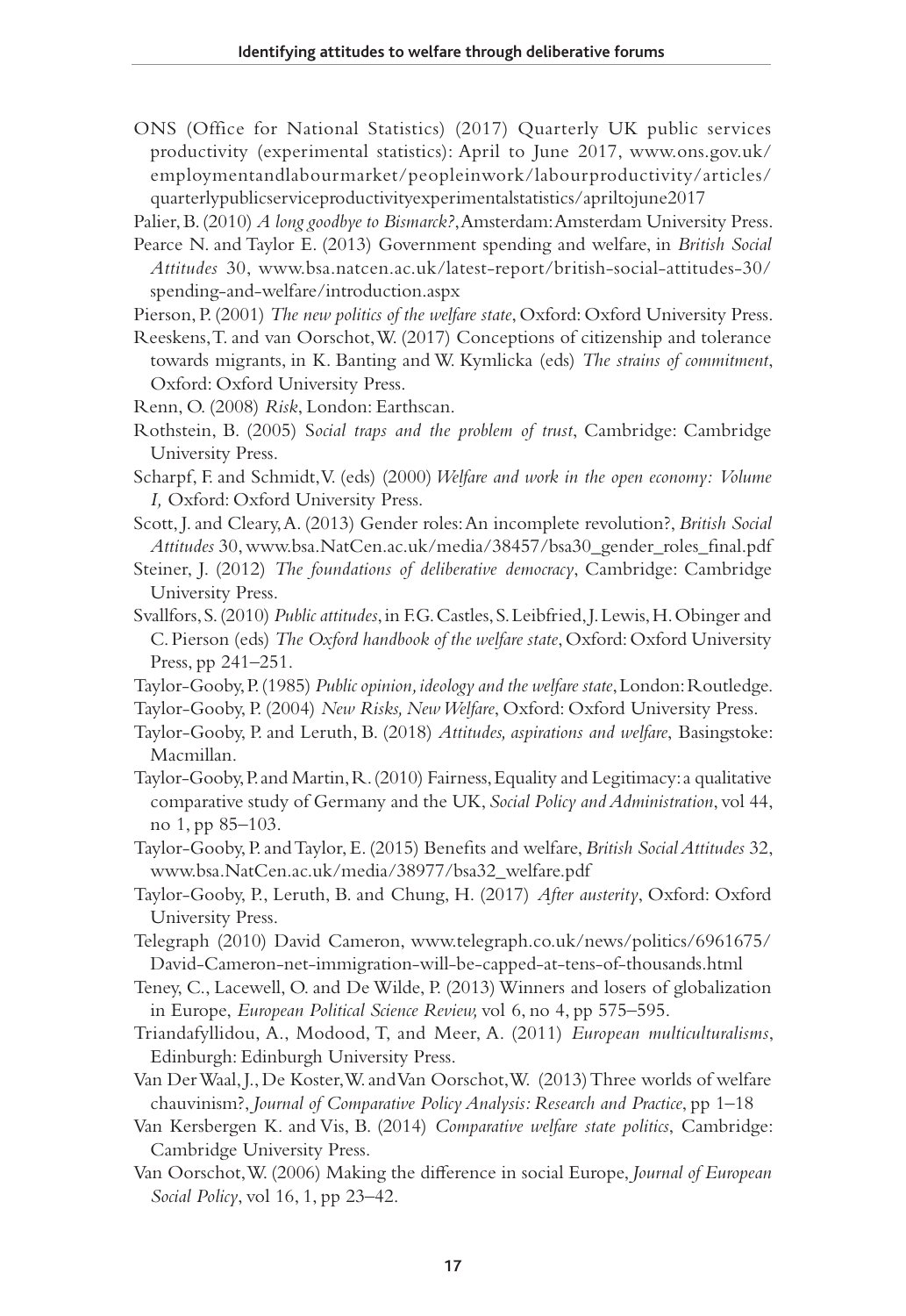ONS (Office for National Statistics) (2017) Quarterly UK public services productivity (experimental statistics): April to June 2017, www.ons.gov.uk/employmentandlabourmarket/peopleinwork/labourproductivity/articles/quarterlypublicserviceproductivityexperimentalstatistics/apriltojune2017

Palier, B. (2010) *A long goodbye to Bismarck?*, Amsterdam: Amsterdam University Press.

Pearce N. and Taylor E. (2013) Government spending and welfare, in *British Social Attitudes* 30, www.bsa.natcen.ac.uk/latest-report/british-social-attitudes-30/spending-and-welfare/introduction.aspx

Pierson, P. (2001) *The new politics of the welfare state*, Oxford: Oxford University Press.

Reeskens, T. and van Oorschot, W. (2017) Conceptions of citizenship and tolerance towards migrants, in K. Banting and W. Kymlicka (eds) *The strains of commitment*, Oxford: Oxford University Press.

Renn, O. (2008) *Risk*, London: Earthscan.

Rothstein, B. (2005) *Social traps and the problem of trust*, Cambridge: Cambridge University Press.

Scharpf, F. and Schmidt, V. (eds) (2000) *Welfare and work in the open economy: Volume I,* Oxford: Oxford University Press.

Scott, J. and Cleary, A. (2013) Gender roles: An incomplete revolution?, *British Social Attitudes* 30, www.bsa.NatCen.ac.uk/media/38457/bsa30_gender_roles_final.pdf

Steiner, J. (2012) *The foundations of deliberative democracy*, Cambridge: Cambridge University Press.

Svallfors, S. (2010) *Public attitudes*, in F.G. Castles, S. Leibfried, J. Lewis, H. Obinger and C. Pierson (eds) *The Oxford handbook of the welfare state*, Oxford: Oxford University Press, pp 241–251.

Taylor-Gooby, P. (1985) *Public opinion, ideology and the welfare state*, London: Routledge.

Taylor-Gooby, P. (2004) *New Risks, New Welfare*, Oxford: Oxford University Press.

Taylor-Gooby, P. and Leruth, B. (2018) *Attitudes, aspirations and welfare*, Basingstoke: Macmillan.

Taylor-Gooby, P. and Martin, R. (2010) Fairness, Equality and Legitimacy: a qualitative comparative study of Germany and the UK, *Social Policy and Administration*, vol 44, no 1, pp 85–103.

Taylor-Gooby, P. and Taylor, E. (2015) Benefits and welfare, *British Social Attitudes* 32, www.bsa.NatCen.ac.uk/media/38977/bsa32_welfare.pdf

Taylor-Gooby, P., Leruth, B. and Chung, H. (2017) *After austerity*, Oxford: Oxford University Press.

Telegraph (2010) David Cameron, www.telegraph.co.uk/news/politics/6961675/David-Cameron-net-immigration-will-be-capped-at-tens-of-thousands.html

Teney, C., Lacewell, O. and De Wilde, P. (2013) Winners and losers of globalization in Europe, *European Political Science Review,* vol 6, no 4, pp 575–595.

Triandafyllidou, A., Modood, T, and Meer, A. (2011) *European multiculturalisms*, Edinburgh: Edinburgh University Press.

Van Der Waal, J., De Koster, W. and Van Oorschot, W. (2013) Three worlds of welfare chauvinism?, *Journal of Comparative Policy Analysis: Research and Practice*, pp 1–18

Van Kersbergen K. and Vis, B. (2014) *Comparative welfare state politics*, Cambridge: Cambridge University Press.

Van Oorschot, W. (2006) Making the difference in social Europe, *Journal of European Social Policy*, vol 16, 1, pp 23–42.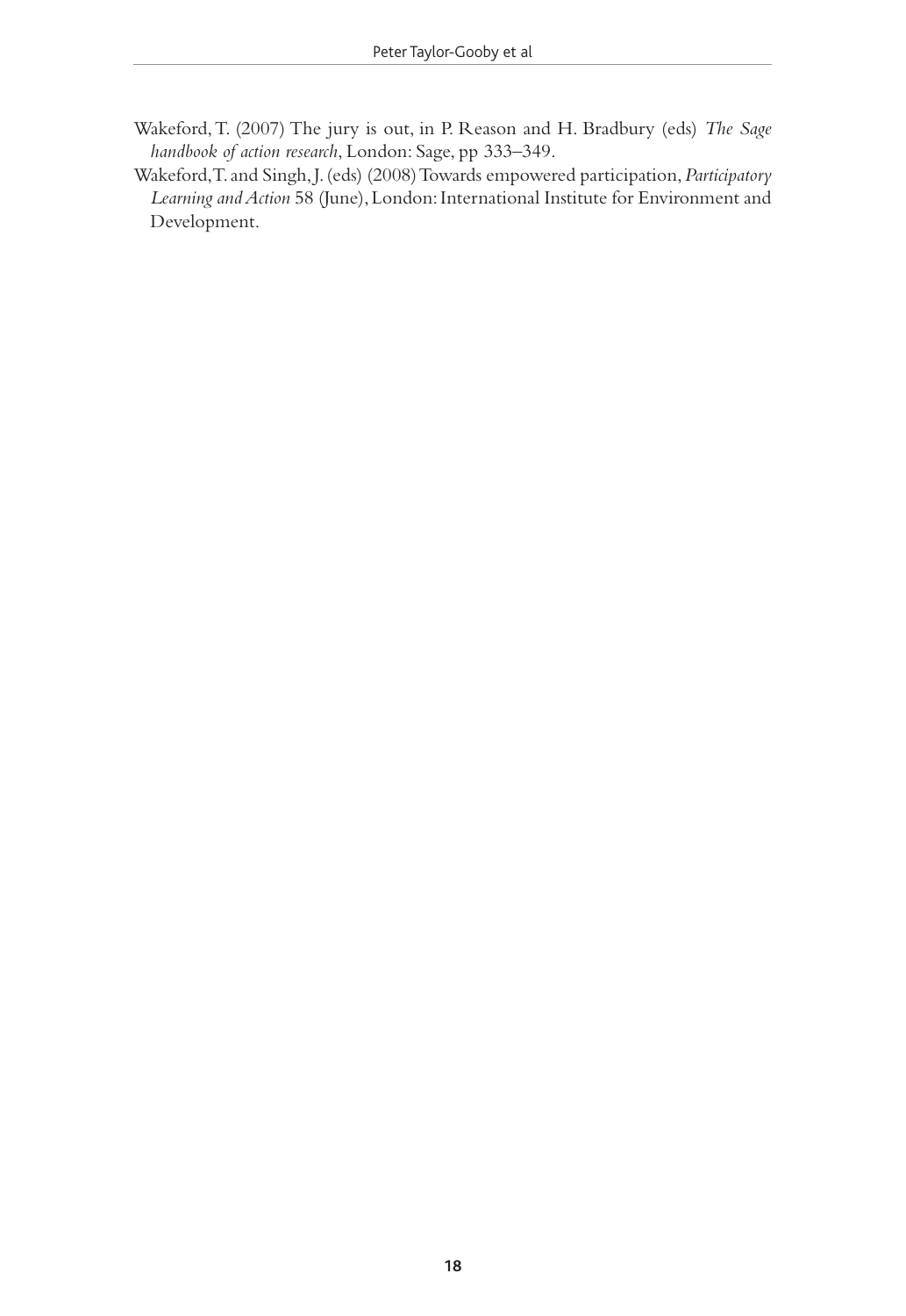Wakeford, T. (2007) The jury is out, in P. Reason and H. Bradbury (eds) *The Sage handbook of action research*, London: Sage, pp 333–349.

Wakeford, T. and Singh, J. (eds) (2008) Towards empowered participation, *Participatory Learning and Action* 58 (June), London: International Institute for Environment and Development.